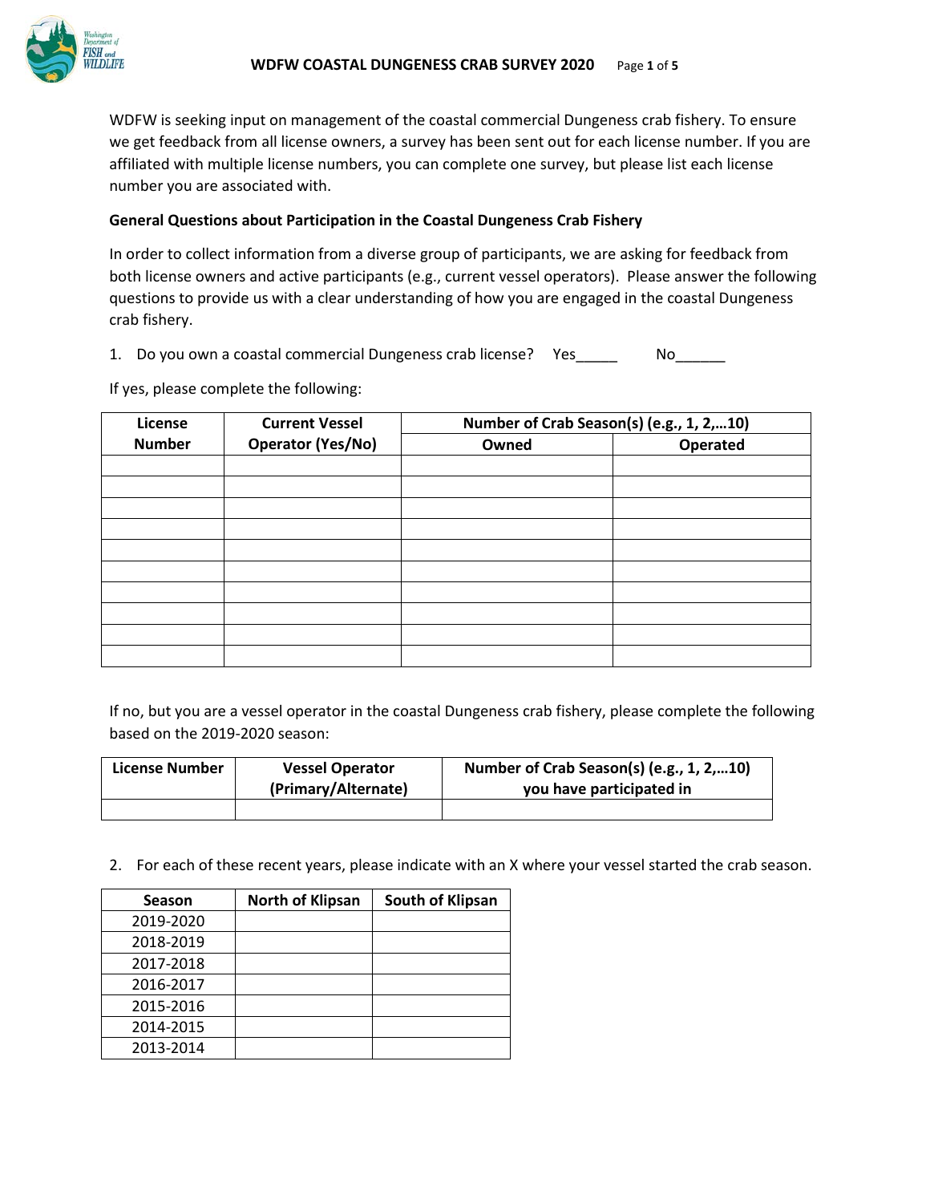# WDFW COASTAL DUNGENESS CRAB SURVEY 2020

WDFW is seeking input on management of the coastal commercial Dungeness crab fishery. To ensure we get feedback from all license owners, a survey has been sent out for each license number. If you are affiliated with multiple license numbers, you can complete one survey, but please list each license number you are associated with.

**General Questions about Participation in the Coastal Dungeness Crab Fishery**

In order to collect information from a diverse group of participants, we are asking for feedback from both license owners and active participants (e.g., current vessel operators). Please answer the following questions to provide us with a clear understanding of how you are engaged in the coastal Dungeness crab fishery.

1. Do you own a coastal commercial Dungeness crab license? Yes_____ No______

If yes, please complete the following:

| License Number | Current Vessel Operator (Yes/No) | Number of Crab Season(s) (e.g., 1, 2,…10) | |
|---|---|---|---|
| | | Owned | Operated |
| | | | |
| | | | |
| | | | |
| | | | |
| | | | |
| | | | |
| | | | |
| | | | |
| | | | |
| | | | |

If no, but you are a vessel operator in the coastal Dungeness crab fishery, please complete the following based on the 2019-2020 season:

| License Number | Vessel Operator (Primary/Alternate) | Number of Crab Season(s) (e.g., 1, 2,…10) you have participated in |
|---|---|---|
| | | |

2. For each of these recent years, please indicate with an X where your vessel started the crab season.

| Season | North of Klipsan | South of Klipsan |
|---|---|---|
| 2019-2020 | | |
| 2018-2019 | | |
| 2017-2018 | | |
| 2016-2017 | | |
| 2015-2016 | | |
| 2014-2015 | | |
| 2013-2014 | | |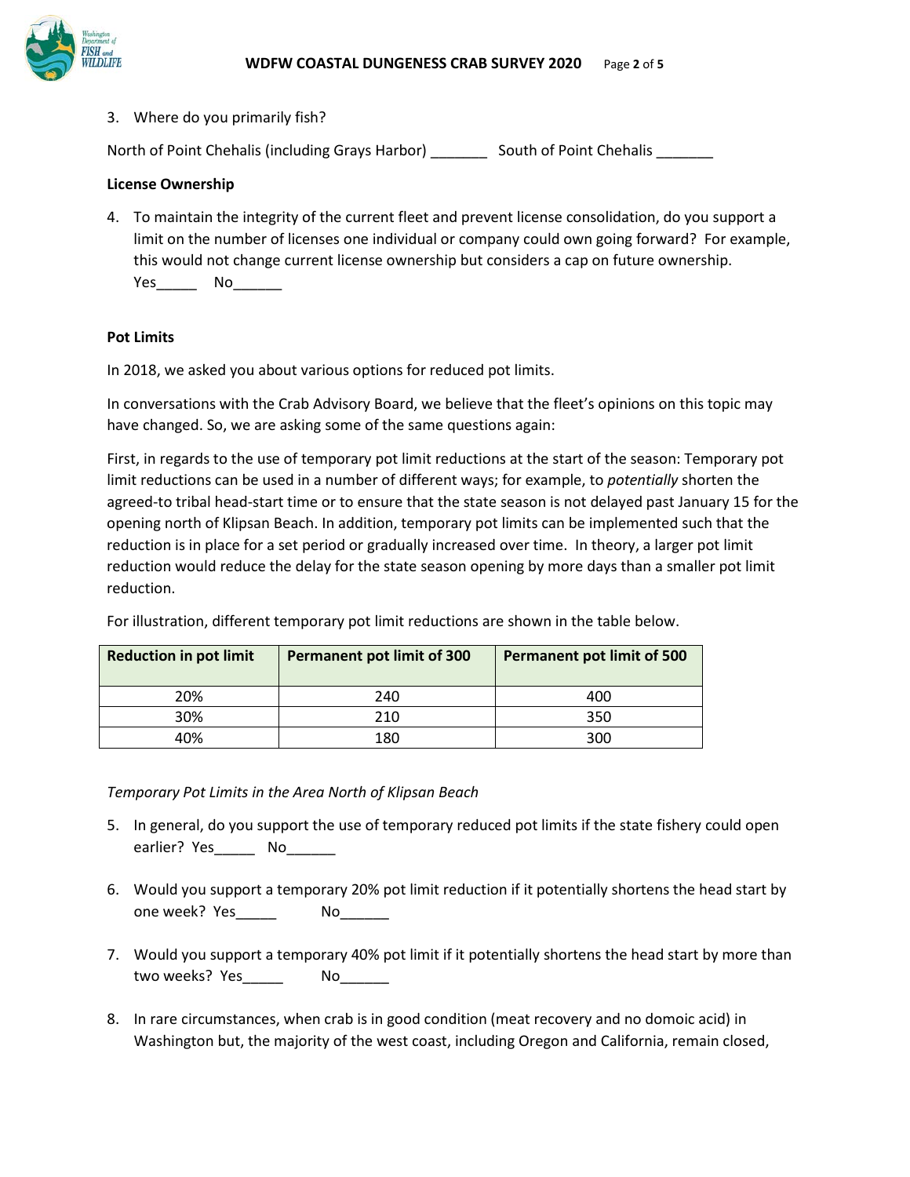3. Where do you primarily fish?

North of Point Chehalis (including Grays Harbor) _______ South of Point Chehalis _______

**License Ownership**

4. To maintain the integrity of the current fleet and prevent license consolidation, do you support a limit on the number of licenses one individual or company could own going forward? For example, this would not change current license ownership but considers a cap on future ownership.
   Yes_____ No______

**Pot Limits**

In 2018, we asked you about various options for reduced pot limits.

In conversations with the Crab Advisory Board, we believe that the fleet's opinions on this topic may have changed. So, we are asking some of the same questions again:

First, in regards to the use of temporary pot limit reductions at the start of the season: Temporary pot limit reductions can be used in a number of different ways; for example, to *potentially* shorten the agreed-to tribal head-start time or to ensure that the state season is not delayed past January 15 for the opening north of Klipsan Beach. In addition, temporary pot limits can be implemented such that the reduction is in place for a set period or gradually increased over time. In theory, a larger pot limit reduction would reduce the delay for the state season opening by more days than a smaller pot limit reduction.

For illustration, different temporary pot limit reductions are shown in the table below.

| Reduction in pot limit | Permanent pot limit of 300 | Permanent pot limit of 500 |
|---|---|---|
| 20% | 240 | 400 |
| 30% | 210 | 350 |
| 40% | 180 | 300 |

*Temporary Pot Limits in the Area North of Klipsan Beach*

5. In general, do you support the use of temporary reduced pot limits if the state fishery could open earlier? Yes_____ No______

6. Would you support a temporary 20% pot limit reduction if it potentially shortens the head start by one week? Yes_____ No______

7. Would you support a temporary 40% pot limit if it potentially shortens the head start by more than two weeks? Yes_____ No______

8. In rare circumstances, when crab is in good condition (meat recovery and no domoic acid) in Washington but, the majority of the west coast, including Oregon and California, remain closed,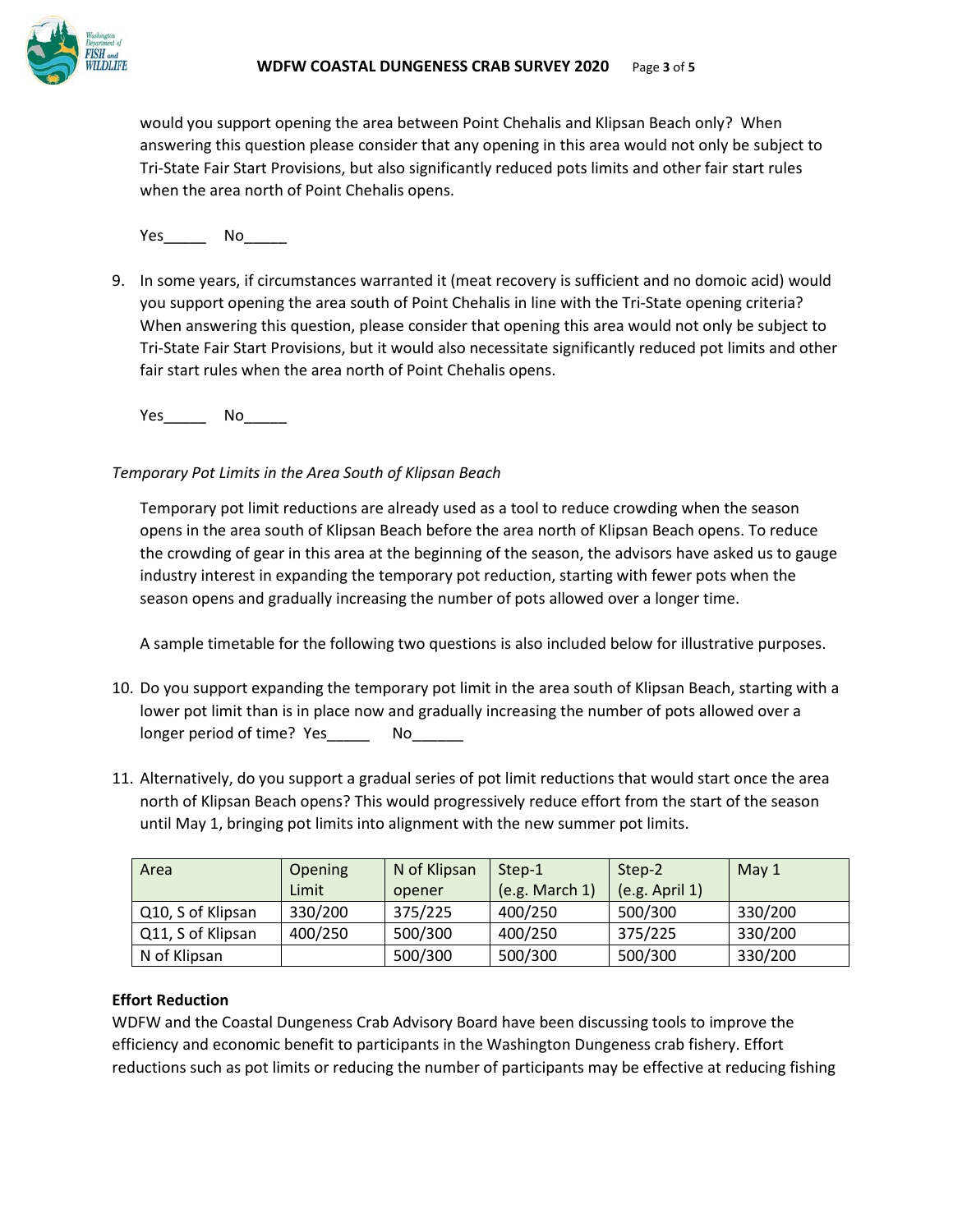would you support opening the area between Point Chehalis and Klipsan Beach only? When answering this question please consider that any opening in this area would not only be subject to Tri-State Fair Start Provisions, but also significantly reduced pots limits and other fair start rules when the area north of Point Chehalis opens.

Yes_____ No_____

9. In some years, if circumstances warranted it (meat recovery is sufficient and no domoic acid) would you support opening the area south of Point Chehalis in line with the Tri-State opening criteria? When answering this question, please consider that opening this area would not only be subject to Tri-State Fair Start Provisions, but it would also necessitate significantly reduced pot limits and other fair start rules when the area north of Point Chehalis opens.

   Yes_____ No_____

*Temporary Pot Limits in the Area South of Klipsan Beach*

Temporary pot limit reductions are already used as a tool to reduce crowding when the season opens in the area south of Klipsan Beach before the area north of Klipsan Beach opens. To reduce the crowding of gear in this area at the beginning of the season, the advisors have asked us to gauge industry interest in expanding the temporary pot reduction, starting with fewer pots when the season opens and gradually increasing the number of pots allowed over a longer time.

A sample timetable for the following two questions is also included below for illustrative purposes.

10. Do you support expanding the temporary pot limit in the area south of Klipsan Beach, starting with a lower pot limit than is in place now and gradually increasing the number of pots allowed over a longer period of time? Yes_____ No______

11. Alternatively, do you support a gradual series of pot limit reductions that would start once the area north of Klipsan Beach opens? This would progressively reduce effort from the start of the season until May 1, bringing pot limits into alignment with the new summer pot limits.

| Area | Opening Limit | N of Klipsan opener | Step-1 (e.g. March 1) | Step-2 (e.g. April 1) | May 1 |
|---|---|---|---|---|---|
| Q10, S of Klipsan | 330/200 | 375/225 | 400/250 | 500/300 | 330/200 |
| Q11, S of Klipsan | 400/250 | 500/300 | 400/250 | 375/225 | 330/200 |
| N of Klipsan | | 500/300 | 500/300 | 500/300 | 330/200 |

**Effort Reduction**

WDFW and the Coastal Dungeness Crab Advisory Board have been discussing tools to improve the efficiency and economic benefit to participants in the Washington Dungeness crab fishery. Effort reductions such as pot limits or reducing the number of participants may be effective at reducing fishing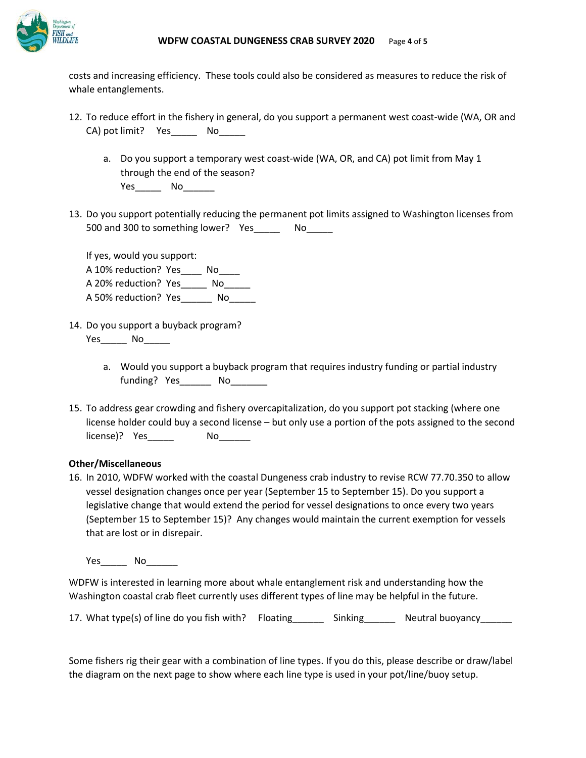costs and increasing efficiency. These tools could also be considered as measures to reduce the risk of whale entanglements.

12. To reduce effort in the fishery in general, do you support a permanent west coast-wide (WA, OR and CA) pot limit? Yes_____ No_____

    a. Do you support a temporary west coast-wide (WA, OR, and CA) pot limit from May 1 through the end of the season?
       Yes_____ No______

13. Do you support potentially reducing the permanent pot limits assigned to Washington licenses from 500 and 300 to something lower? Yes_____ No_____

    If yes, would you support:
    A 10% reduction? Yes____ No____
    A 20% reduction? Yes_____ No_____
    A 50% reduction? Yes______ No_____

14. Do you support a buyback program?
    Yes_____ No_____

    a. Would you support a buyback program that requires industry funding or partial industry funding? Yes______ No_______

15. To address gear crowding and fishery overcapitalization, do you support pot stacking (where one license holder could buy a second license – but only use a portion of the pots assigned to the second license)? Yes_____ No______

**Other/Miscellaneous**

16. In 2010, WDFW worked with the coastal Dungeness crab industry to revise RCW 77.70.350 to allow vessel designation changes once per year (September 15 to September 15). Do you support a legislative change that would extend the period for vessel designations to once every two years (September 15 to September 15)? Any changes would maintain the current exemption for vessels that are lost or in disrepair.

    Yes_____ No______

WDFW is interested in learning more about whale entanglement risk and understanding how the Washington coastal crab fleet currently uses different types of line may be helpful in the future.

17. What type(s) of line do you fish with? Floating______ Sinking______ Neutral buoyancy______

Some fishers rig their gear with a combination of line types. If you do this, please describe or draw/label the diagram on the next page to show where each line type is used in your pot/line/buoy setup.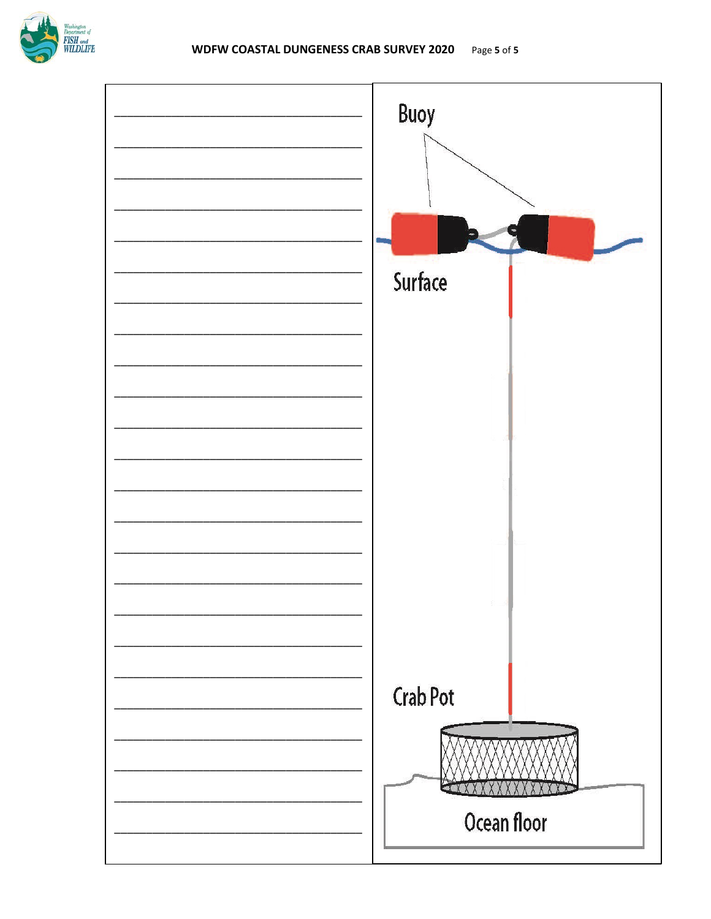Buoy

Surface

Crab Pot

Ocean floor